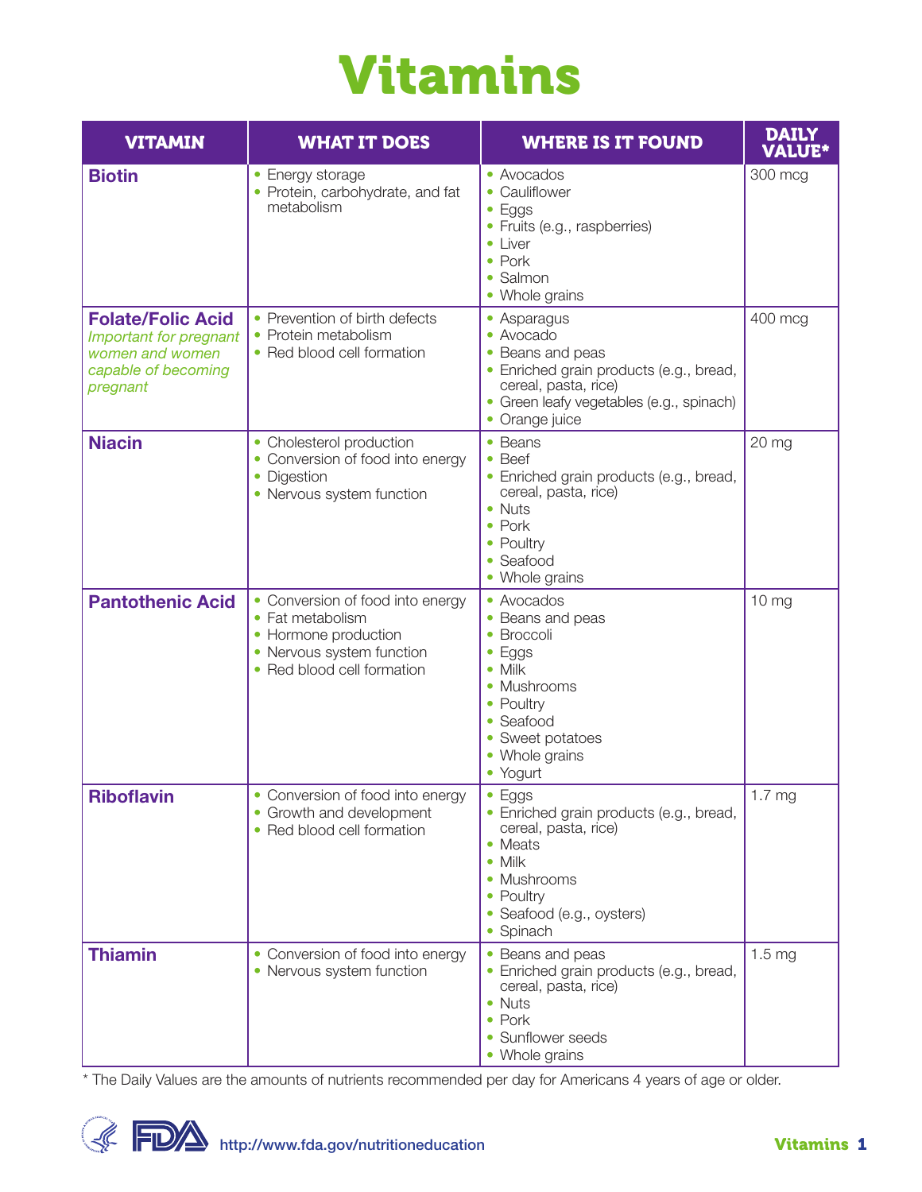# Vitamins

| VITAMIN | WHAT IT DOES | WHERE IS IT FOUND | DAILY VALUE* |
|---|---|---|---|
| **Biotin** | • Energy storage<br>• Protein, carbohydrate, and fat metabolism | • Avocados<br>• Cauliflower<br>• Eggs<br>• Fruits (e.g., raspberries)<br>• Liver<br>• Pork<br>• Salmon<br>• Whole grains | 300 mcg |
| **Folate/Folic Acid**<br>*Important for pregnant women and women capable of becoming pregnant* | • Prevention of birth defects<br>• Protein metabolism<br>• Red blood cell formation | • Asparagus<br>• Avocado<br>• Beans and peas<br>• Enriched grain products (e.g., bread, cereal, pasta, rice)<br>• Green leafy vegetables (e.g., spinach)<br>• Orange juice | 400 mcg |
| **Niacin** | • Cholesterol production<br>• Conversion of food into energy<br>• Digestion<br>• Nervous system function | • Beans<br>• Beef<br>• Enriched grain products (e.g., bread, cereal, pasta, rice)<br>• Nuts<br>• Pork<br>• Poultry<br>• Seafood<br>• Whole grains | 20 mg |
| **Pantothenic Acid** | • Conversion of food into energy<br>• Fat metabolism<br>• Hormone production<br>• Nervous system function<br>• Red blood cell formation | • Avocados<br>• Beans and peas<br>• Broccoli<br>• Eggs<br>• Milk<br>• Mushrooms<br>• Poultry<br>• Seafood<br>• Sweet potatoes<br>• Whole grains<br>• Yogurt | 10 mg |
| **Riboflavin** | • Conversion of food into energy<br>• Growth and development<br>• Red blood cell formation | • Eggs<br>• Enriched grain products (e.g., bread, cereal, pasta, rice)<br>• Meats<br>• Milk<br>• Mushrooms<br>• Poultry<br>• Seafood (e.g., oysters)<br>• Spinach | 1.7 mg |
| **Thiamin** | • Conversion of food into energy<br>• Nervous system function | • Beans and peas<br>• Enriched grain products (e.g., bread, cereal, pasta, rice)<br>• Nuts<br>• Pork<br>• Sunflower seeds<br>• Whole grains | 1.5 mg |

* The Daily Values are the amounts of nutrients recommended per day for Americans 4 years of age or older.

http://www.fda.gov/nutritioneducation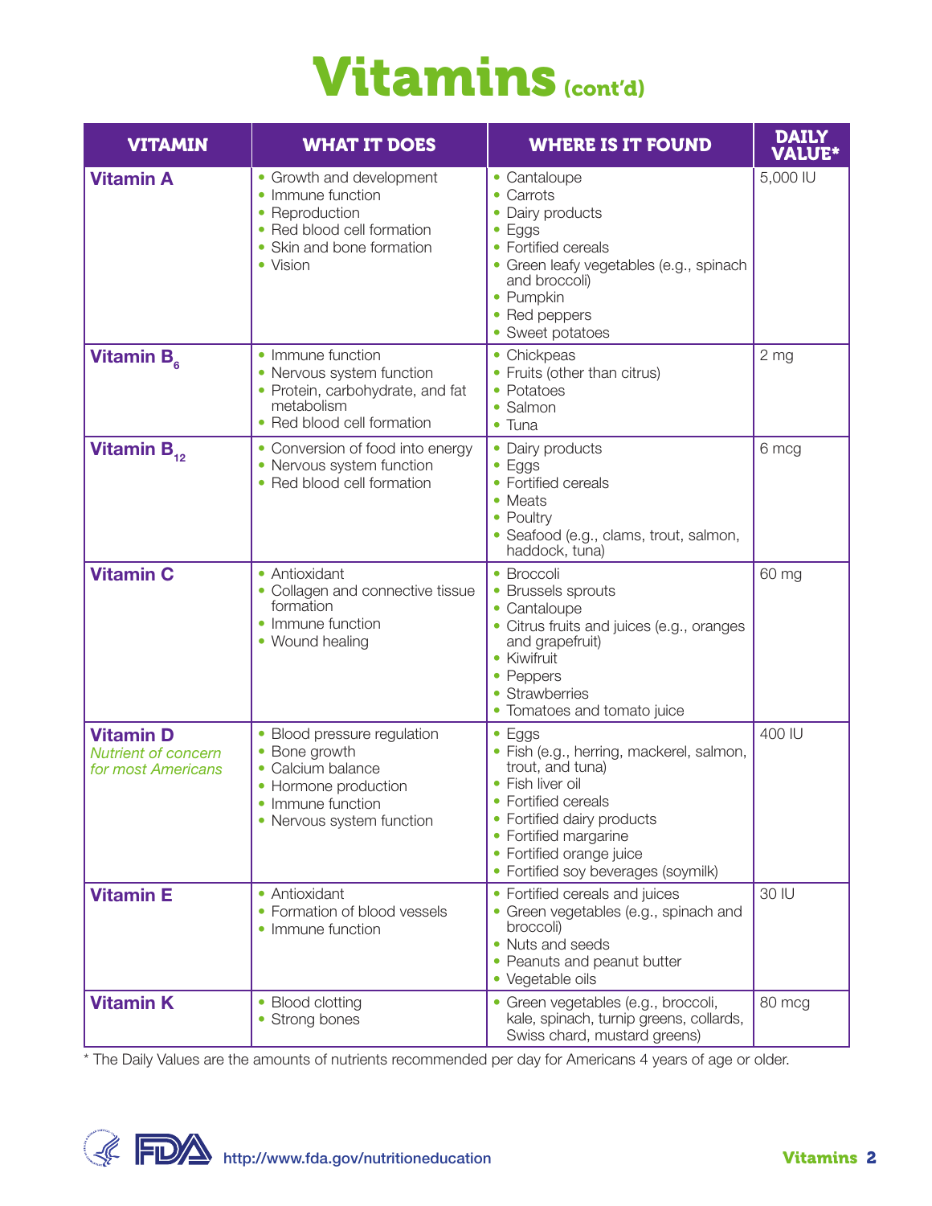# Vitamins (cont'd)

| VITAMIN | WHAT IT DOES | WHERE IS IT FOUND | DAILY VALUE* |
|---|---|---|---|
| **Vitamin A** | • Growth and development<br>• Immune function<br>• Reproduction<br>• Red blood cell formation<br>• Skin and bone formation<br>• Vision | • Cantaloupe<br>• Carrots<br>• Dairy products<br>• Eggs<br>• Fortified cereals<br>• Green leafy vegetables (e.g., spinach and broccoli)<br>• Pumpkin<br>• Red peppers<br>• Sweet potatoes | 5,000 IU |
| **Vitamin $B_6$** | • Immune function<br>• Nervous system function<br>• Protein, carbohydrate, and fat metabolism<br>• Red blood cell formation | • Chickpeas<br>• Fruits (other than citrus)<br>• Potatoes<br>• Salmon<br>• Tuna | 2 mg |
| **Vitamin $B_{12}$** | • Conversion of food into energy<br>• Nervous system function<br>• Red blood cell formation | • Dairy products<br>• Eggs<br>• Fortified cereals<br>• Meats<br>• Poultry<br>• Seafood (e.g., clams, trout, salmon, haddock, tuna) | 6 mcg |
| **Vitamin C** | • Antioxidant<br>• Collagen and connective tissue formation<br>• Immune function<br>• Wound healing | • Broccoli<br>• Brussels sprouts<br>• Cantaloupe<br>• Citrus fruits and juices (e.g., oranges and grapefruit)<br>• Kiwifruit<br>• Peppers<br>• Strawberries<br>• Tomatoes and tomato juice | 60 mg |
| **Vitamin D**<br>*Nutrient of concern for most Americans* | • Blood pressure regulation<br>• Bone growth<br>• Calcium balance<br>• Hormone production<br>• Immune function<br>• Nervous system function | • Eggs<br>• Fish (e.g., herring, mackerel, salmon, trout, and tuna)<br>• Fish liver oil<br>• Fortified cereals<br>• Fortified dairy products<br>• Fortified margarine<br>• Fortified orange juice<br>• Fortified soy beverages (soymilk) | 400 IU |
| **Vitamin E** | • Antioxidant<br>• Formation of blood vessels<br>• Immune function | • Fortified cereals and juices<br>• Green vegetables (e.g., spinach and broccoli)<br>• Nuts and seeds<br>• Peanuts and peanut butter<br>• Vegetable oils | 30 IU |
| **Vitamin K** | • Blood clotting<br>• Strong bones | • Green vegetables (e.g., broccoli, kale, spinach, turnip greens, collards, Swiss chard, mustard greens) | 80 mcg |

* The Daily Values are the amounts of nutrients recommended per day for Americans 4 years of age or older.

http://www.fda.gov/nutritioneducation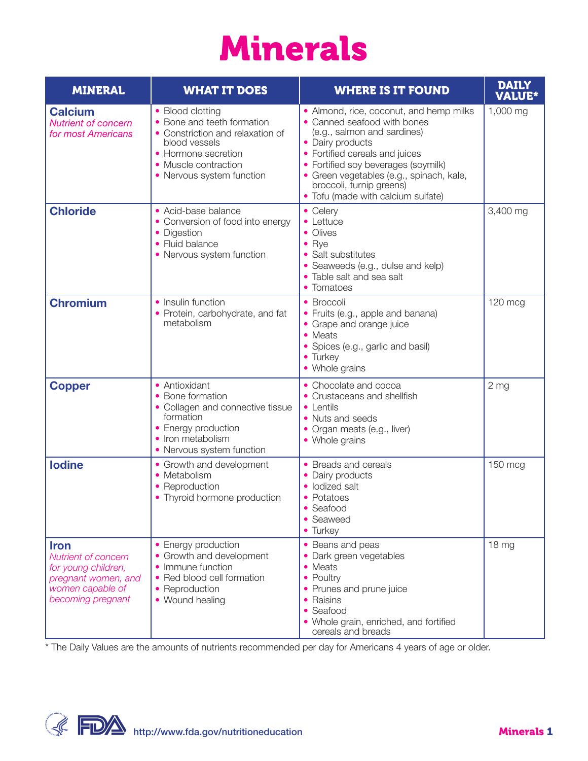# Minerals

| MINERAL | WHAT IT DOES | WHERE IS IT FOUND | DAILY VALUE* |
|---|---|---|---|
| **Calcium** *Nutrient of concern for most Americans* | • Blood clotting<br>• Bone and teeth formation<br>• Constriction and relaxation of blood vessels<br>• Hormone secretion<br>• Muscle contraction<br>• Nervous system function | • Almond, rice, coconut, and hemp milks<br>• Canned seafood with bones (e.g., salmon and sardines)<br>• Dairy products<br>• Fortified cereals and juices<br>• Fortified soy beverages (soymilk)<br>• Green vegetables (e.g., spinach, kale, broccoli, turnip greens)<br>• Tofu (made with calcium sulfate) | 1,000 mg |
| **Chloride** | • Acid-base balance<br>• Conversion of food into energy<br>• Digestion<br>• Fluid balance<br>• Nervous system function | • Celery<br>• Lettuce<br>• Olives<br>• Rye<br>• Salt substitutes<br>• Seaweeds (e.g., dulse and kelp)<br>• Table salt and sea salt<br>• Tomatoes | 3,400 mg |
| **Chromium** | • Insulin function<br>• Protein, carbohydrate, and fat metabolism | • Broccoli<br>• Fruits (e.g., apple and banana)<br>• Grape and orange juice<br>• Meats<br>• Spices (e.g., garlic and basil)<br>• Turkey<br>• Whole grains | 120 mcg |
| **Copper** | • Antioxidant<br>• Bone formation<br>• Collagen and connective tissue formation<br>• Energy production<br>• Iron metabolism<br>• Nervous system function | • Chocolate and cocoa<br>• Crustaceans and shellfish<br>• Lentils<br>• Nuts and seeds<br>• Organ meats (e.g., liver)<br>• Whole grains | 2 mg |
| **Iodine** | • Growth and development<br>• Metabolism<br>• Reproduction<br>• Thyroid hormone production | • Breads and cereals<br>• Dairy products<br>• Iodized salt<br>• Potatoes<br>• Seafood<br>• Seaweed<br>• Turkey | 150 mcg |
| **Iron** *Nutrient of concern for young children, pregnant women, and women capable of becoming pregnant* | • Energy production<br>• Growth and development<br>• Immune function<br>• Red blood cell formation<br>• Reproduction<br>• Wound healing | • Beans and peas<br>• Dark green vegetables<br>• Meats<br>• Poultry<br>• Prunes and prune juice<br>• Raisins<br>• Seafood<br>• Whole grain, enriched, and fortified cereals and breads | 18 mg |

* The Daily Values are the amounts of nutrients recommended per day for Americans 4 years of age or older.

http://www.fda.gov/nutritioneducation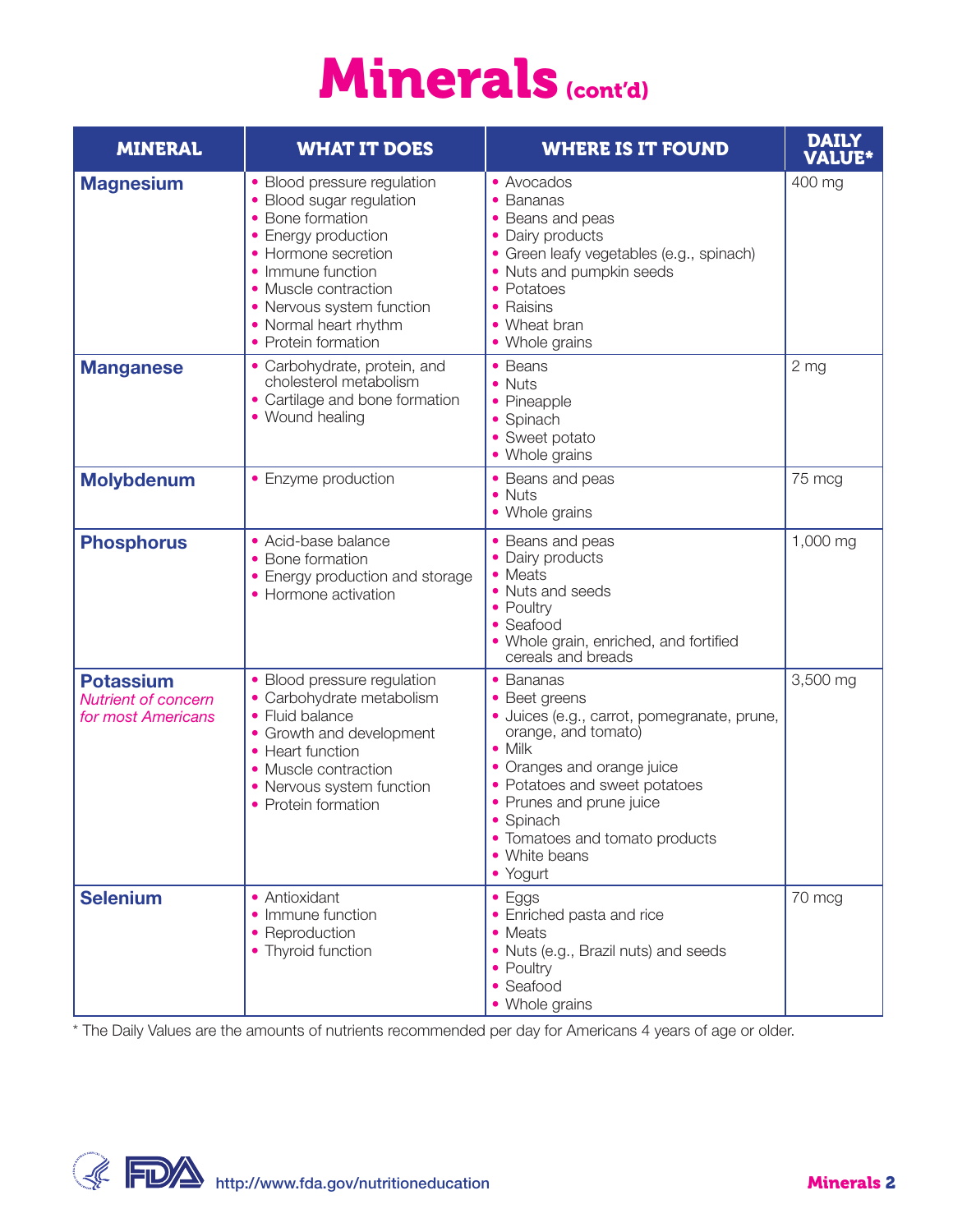# Minerals (cont'd)

| MINERAL | WHAT IT DOES | WHERE IS IT FOUND | DAILY VALUE* |
|---|---|---|---|
| **Magnesium** | • Blood pressure regulation<br>• Blood sugar regulation<br>• Bone formation<br>• Energy production<br>• Hormone secretion<br>• Immune function<br>• Muscle contraction<br>• Nervous system function<br>• Normal heart rhythm<br>• Protein formation | • Avocados<br>• Bananas<br>• Beans and peas<br>• Dairy products<br>• Green leafy vegetables (e.g., spinach)<br>• Nuts and pumpkin seeds<br>• Potatoes<br>• Raisins<br>• Wheat bran<br>• Whole grains | 400 mg |
| **Manganese** | • Carbohydrate, protein, and cholesterol metabolism<br>• Cartilage and bone formation<br>• Wound healing | • Beans<br>• Nuts<br>• Pineapple<br>• Spinach<br>• Sweet potato<br>• Whole grains | 2 mg |
| **Molybdenum** | • Enzyme production | • Beans and peas<br>• Nuts<br>• Whole grains | 75 mcg |
| **Phosphorus** | • Acid-base balance<br>• Bone formation<br>• Energy production and storage<br>• Hormone activation | • Beans and peas<br>• Dairy products<br>• Meats<br>• Nuts and seeds<br>• Poultry<br>• Seafood<br>• Whole grain, enriched, and fortified cereals and breads | 1,000 mg |
| **Potassium**<br>*Nutrient of concern for most Americans* | • Blood pressure regulation<br>• Carbohydrate metabolism<br>• Fluid balance<br>• Growth and development<br>• Heart function<br>• Muscle contraction<br>• Nervous system function<br>• Protein formation | • Bananas<br>• Beet greens<br>• Juices (e.g., carrot, pomegranate, prune, orange, and tomato)<br>• Milk<br>• Oranges and orange juice<br>• Potatoes and sweet potatoes<br>• Prunes and prune juice<br>• Spinach<br>• Tomatoes and tomato products<br>• White beans<br>• Yogurt | 3,500 mg |
| **Selenium** | • Antioxidant<br>• Immune function<br>• Reproduction<br>• Thyroid function | • Eggs<br>• Enriched pasta and rice<br>• Meats<br>• Nuts (e.g., Brazil nuts) and seeds<br>• Poultry<br>• Seafood<br>• Whole grains | 70 mcg |

* The Daily Values are the amounts of nutrients recommended per day for Americans 4 years of age or older.

http://www.fda.gov/nutritioneducation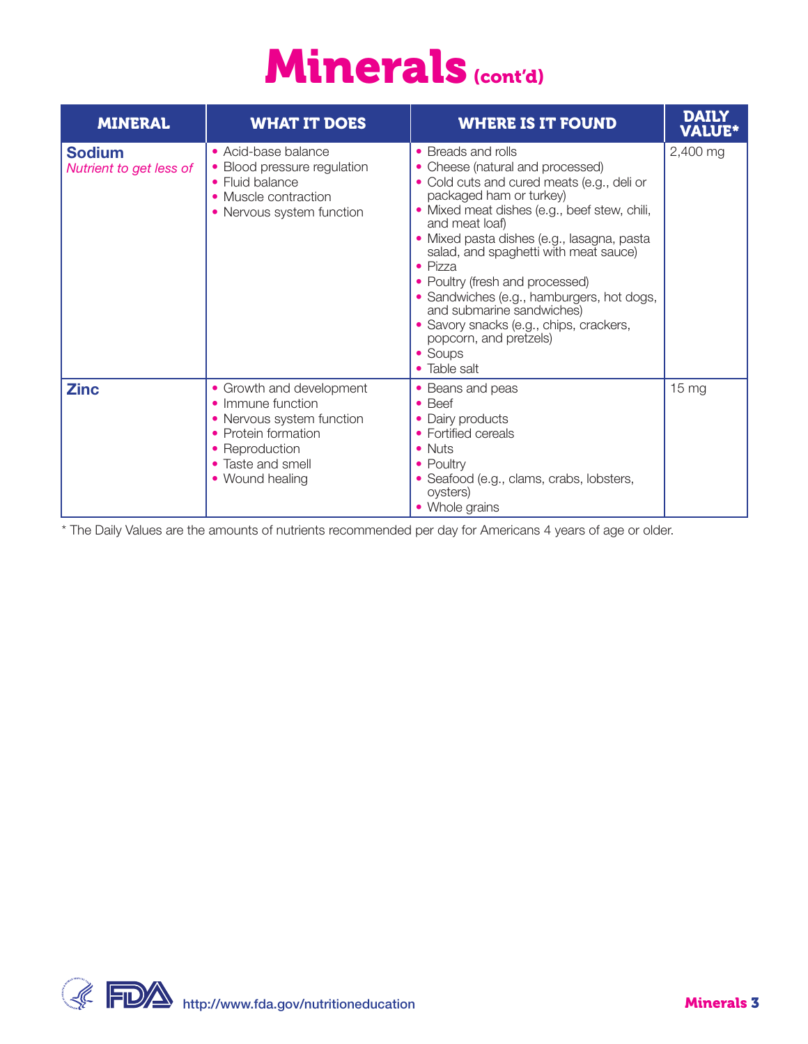# Minerals (cont'd)

| MINERAL | WHAT IT DOES | WHERE IS IT FOUND | DAILY VALUE* |
|---|---|---|---|
| **Sodium** *Nutrient to get less of* | • Acid-base balance<br>• Blood pressure regulation<br>• Fluid balance<br>• Muscle contraction<br>• Nervous system function | • Breads and rolls<br>• Cheese (natural and processed)<br>• Cold cuts and cured meats (e.g., deli or packaged ham or turkey)<br>• Mixed meat dishes (e.g., beef stew, chili, and meat loaf)<br>• Mixed pasta dishes (e.g., lasagna, pasta salad, and spaghetti with meat sauce)<br>• Pizza<br>• Poultry (fresh and processed)<br>• Sandwiches (e.g., hamburgers, hot dogs, and submarine sandwiches)<br>• Savory snacks (e.g., chips, crackers, popcorn, and pretzels)<br>• Soups<br>• Table salt | 2,400 mg |
| **Zinc** | • Growth and development<br>• Immune function<br>• Nervous system function<br>• Protein formation<br>• Reproduction<br>• Taste and smell<br>• Wound healing | • Beans and peas<br>• Beef<br>• Dairy products<br>• Fortified cereals<br>• Nuts<br>• Poultry<br>• Seafood (e.g., clams, crabs, lobsters, oysters)<br>• Whole grains | 15 mg |

* The Daily Values are the amounts of nutrients recommended per day for Americans 4 years of age or older.

http://www.fda.gov/nutritioneducation